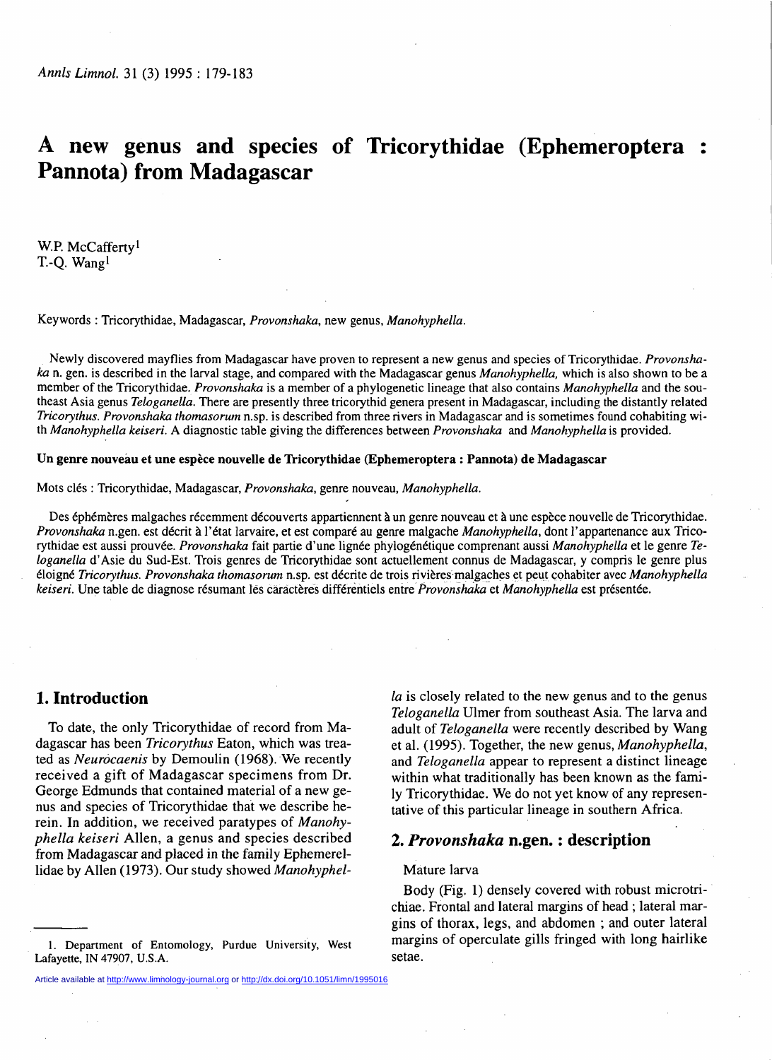# A new genus and species of Tricorythidae (Ephemeroptera : Pannota) from Madagascar

W.P. McCafferty[1]
T.-Q. Wang[1]

Keywords : Tricorythidae, Madagascar, *Provonshaka*, new genus, *Manohyphella*.

Newly discovered mayflies from Madagascar have proven to represent a new genus and species of Tricorythidae. *Provonshaka* n. gen. is described in the larval stage, and compared with the Madagascar genus *Manohyphella,* which is also shown to be a member of the Tricorythidae. *Provonshaka* is a member of a phylogenetic lineage that also contains *Manohyphella* and the southeast Asia genus *Teloganella.* There are presently three tricorythid genera present in Madagascar, including the distantly related *Tricorythus. Provonshaka thomasorum* n.sp. is described from three rivers in Madagascar and is sometimes found cohabiting with *Manohyphella keiseri.* A diagnostic table giving the differences between *Provonshaka* and *Manohyphella* is provided.

**Un genre nouveau et une espèce nouvelle de Tricorythidae (Ephemeroptera : Pannota) de Madagascar**

Mots clés : Tricorythidae, Madagascar, *Provonshaka*, genre nouveau, *Manohyphella.*

Des éphémères malgaches récemment découverts appartiennent à un genre nouveau et à une espèce nouvelle de Tricorythidae. *Provonshaka* n.gen. est décrit à l'état larvaire, et est comparé au genre malgache *Manohyphella,* dont l'appartenance aux Tricorythidae est aussi prouvée. *Provonshaka* fait partie d'une lignée phylogénétique comprenant aussi *Manohyphella* et le genre *Teloganella* d'Asie du Sud-Est. Trois genres de Tricorythidae sont actuellement connus de Madagascar, y compris le genre plus éloigné *Tricorythus. Provonshaka thomasorum* n.sp. est décrite de trois rivières malgaches et peut cohabiter avec *Manohyphella keiseri.* Une table de diagnose résumant les caractères différentiels entre *Provonshaka* et *Manohyphella* est présentée.

## 1. Introduction

To date, the only Tricorythidae of record from Madagascar has been *Tricorythus* Eaton, which was treated as *Neurocaenis* by Demoulin (1968). We recently received a gift of Madagascar specimens from Dr. George Edmunds that contained material of a new genus and species of Tricorythidae that we describe herein. In addition, we received paratypes of *Manohyphella keiseri* Allen, a genus and species described from Madagascar and placed in the family Ephemerellidae by Allen (1973). Our study showed *Manohyphella* is closely related to the new genus and to the genus *Teloganella* Ulmer from southeast Asia. The larva and adult of *Teloganella* were recently described by Wang et al. (1995). Together, the new genus, *Manohyphella*, and *Teloganella* appear to represent a distinct lineage within what traditionally has been known as the family Tricorythidae. We do not yet know of any representative of this particular lineage in southern Africa.

## 2. *Provonshaka* n.gen. : description

Mature larva

Body (Fig. 1) densely covered with robust microtrichiae. Frontal and lateral margins of head ; lateral margins of thorax, legs, and abdomen ; and outer lateral margins of operculate gills fringed with long hairlike setae.

---

1. Department of Entomology, Purdue University, West Lafayette, IN 47907, U.S.A.

Article available at http://www.limnology-journal.org or http://dx.doi.org/10.1051/limn/1995016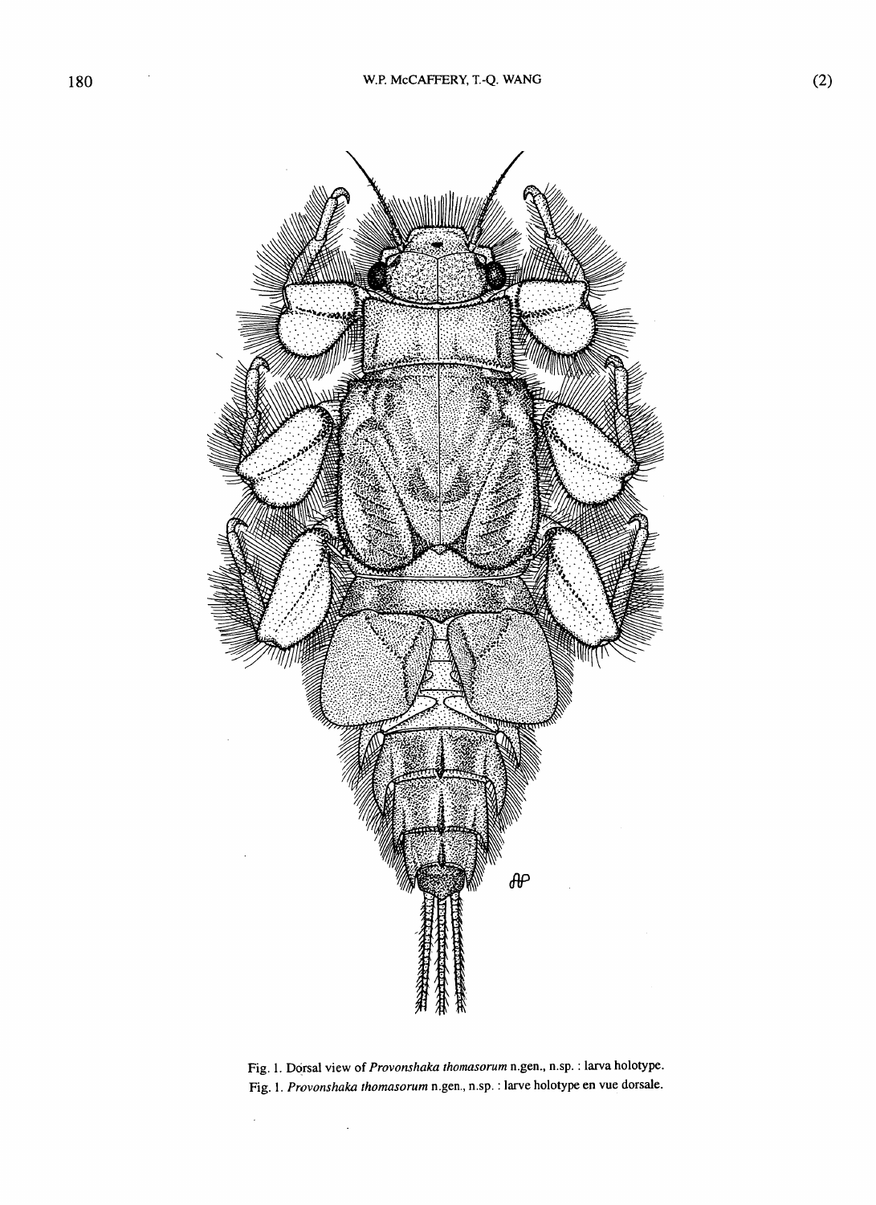Fig. 1. Dorsal view of *Provonshaka thomasorum* n.gen., n.sp. : larva holotype.
Fig. 1. *Provonshaka thomasorum* n.gen., n.sp. : larve holotype en vue dorsale.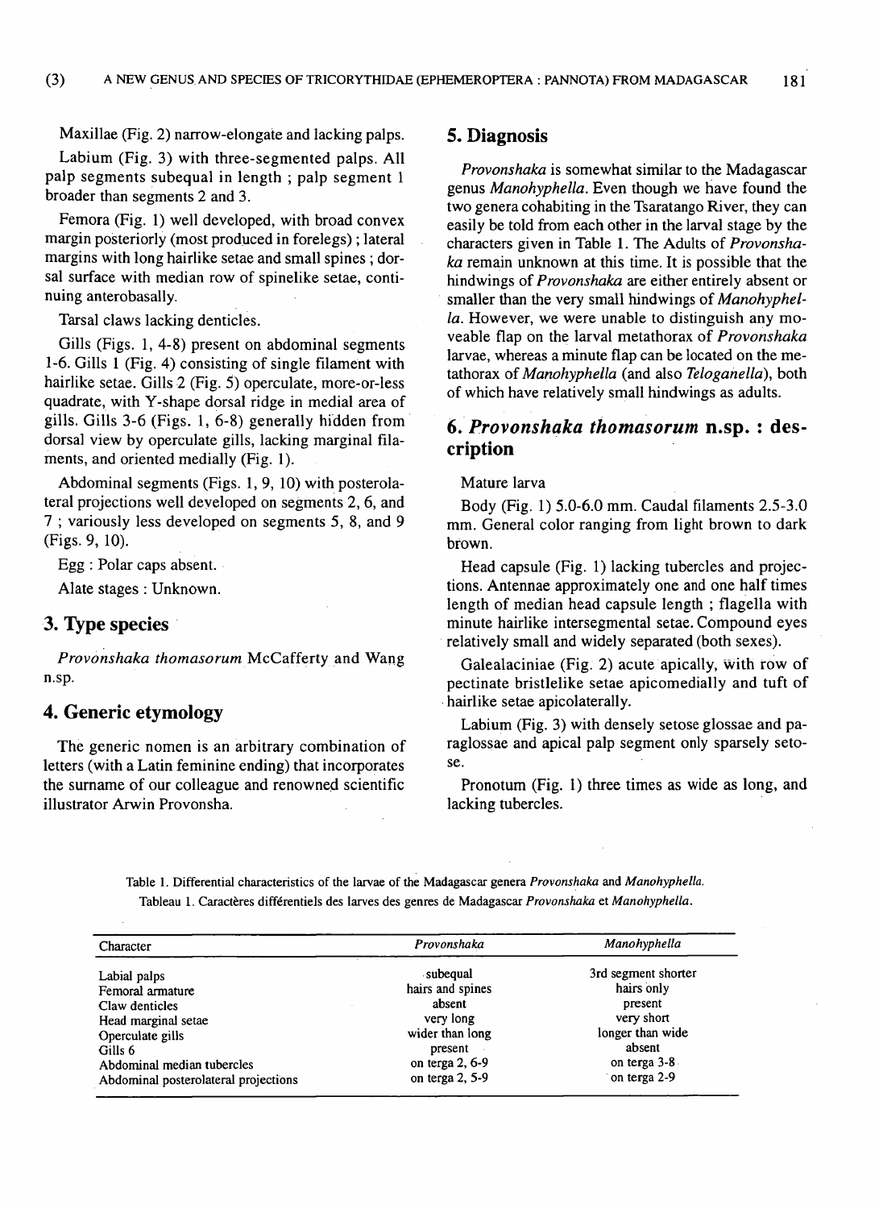Maxillae (Fig. 2) narrow-elongate and lacking palps.

Labium (Fig. 3) with three-segmented palps. All palp segments subequal in length ; palp segment 1 broader than segments 2 and 3.

Femora (Fig. 1) well developed, with broad convex margin posteriorly (most produced in forelegs) ; lateral margins with long hairlike setae and small spines ; dorsal surface with median row of spinelike setae, continuing anterobasally.

Tarsal claws lacking denticles.

Gills (Figs. 1, 4-8) present on abdominal segments 1-6. Gills 1 (Fig. 4) consisting of single filament with hairlike setae. Gills 2 (Fig. 5) operculate, more-or-less quadrate, with Y-shape dorsal ridge in medial area of gills. Gills 3-6 (Figs. 1, 6-8) generally hidden from dorsal view by operculate gills, lacking marginal filaments, and oriented medially (Fig. 1).

Abdominal segments (Figs. 1, 9, 10) with posterolateral projections well developed on segments 2, 6, and 7 ; variously less developed on segments 5, 8, and 9 (Figs. 9, 10).

Egg : Polar caps absent.

Alate stages : Unknown.

## 3. Type species

*Provonshaka thomasorum* McCafferty and Wang n.sp.

## 4. Generic etymology

The generic nomen is an arbitrary combination of letters (with a Latin feminine ending) that incorporates the surname of our colleague and renowned scientific illustrator Arwin Provonsha.

## 5. Diagnosis

*Provonshaka* is somewhat similar to the Madagascar genus *Manohyphella*. Even though we have found the two genera cohabiting in the Tsaratango River, they can easily be told from each other in the larval stage by the characters given in Table 1. The Adults of *Provonshaka* remain unknown at this time. It is possible that the hindwings of *Provonshaka* are either entirely absent or smaller than the very small hindwings of *Manohyphella*. However, we were unable to distinguish any moveable flap on the larval metathorax of *Provonshaka* larvae, whereas a minute flap can be located on the metathorax of *Manohyphella* (and also *Teloganella*), both of which have relatively small hindwings as adults.

## 6. *Provonshaka thomasorum* n.sp. : description

Mature larva

Body (Fig. 1) 5.0-6.0 mm. Caudal filaments 2.5-3.0 mm. General color ranging from light brown to dark brown.

Head capsule (Fig. 1) lacking tubercles and projections. Antennae approximately one and one half times length of median head capsule length ; flagella with minute hairlike intersegmental setae. Compound eyes relatively small and widely separated (both sexes).

Galealaciniae (Fig. 2) acute apically, with row of pectinate bristlelike setae apicomedially and tuft of hairlike setae apicolaterally.

Labium (Fig. 3) with densely setose glossae and paraglossae and apical palp segment only sparsely setose.

Pronotum (Fig. 1) three times as wide as long, and lacking tubercles.

Table 1. Differential characteristics of the larvae of the Madagascar genera *Provonshaka* and *Manohyphella*.
Tableau 1. Caractères différentiels des larves des genres de Madagascar *Provonshaka* et *Manohyphella*.

| Character | *Provonshaka* | *Manohyphella* |
|---|---|---|
| Labial palps | subequal | 3rd segment shorter |
| Femoral armature | hairs and spines | hairs only |
| Claw denticles | absent | present |
| Head marginal setae | very long | very short |
| Operculate gills | wider than long | longer than wide |
| Gills 6 | present | absent |
| Abdominal median tubercles | on terga 2, 6-9 | on terga 3-8 |
| Abdominal posterolateral projections | on terga 2, 5-9 | on terga 2-9 |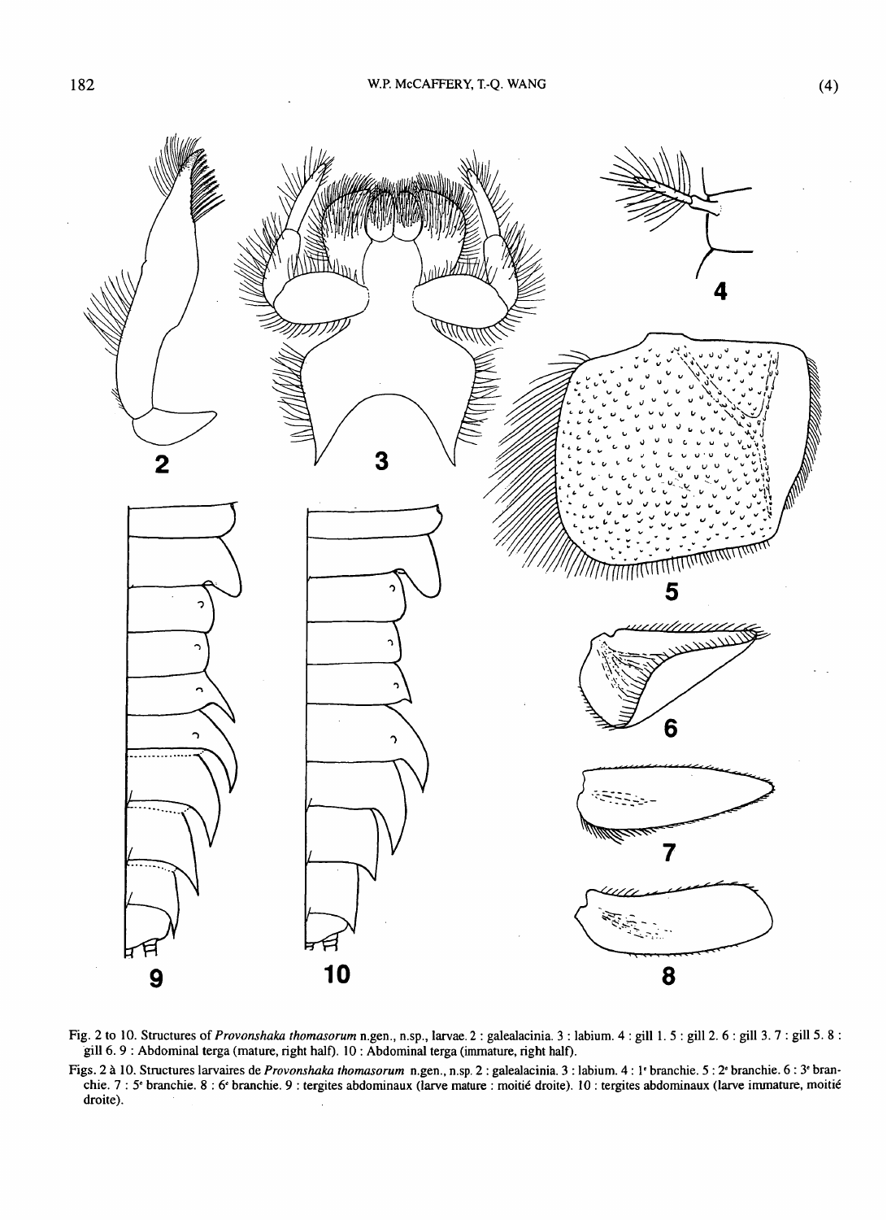Fig. 2 to 10. Structures of *Provonshaka thomasorum* n.gen., n.sp., larvae. 2 : galealacinia. 3 : labium. 4 : gill 1. 5 : gill 2. 6 : gill 3. 7 : gill 5. 8 : gill 6. 9 : Abdominal terga (mature, right half). 10 : Abdominal terga (immature, right half).

Figs. 2 à 10. Structures larvaires de *Provonshaka thomasorum* n.gen., n.sp. 2 : galealacinia. 3 : labium. 4 : 1e branchie. 5 : 2e branchie. 6 : 3e branchie. 7 : 5e branchie. 8 : 6e branchie. 9 : tergites abdominaux (larve mature : moitié droite). 10 : tergites abdominaux (larve immature, moitié droite).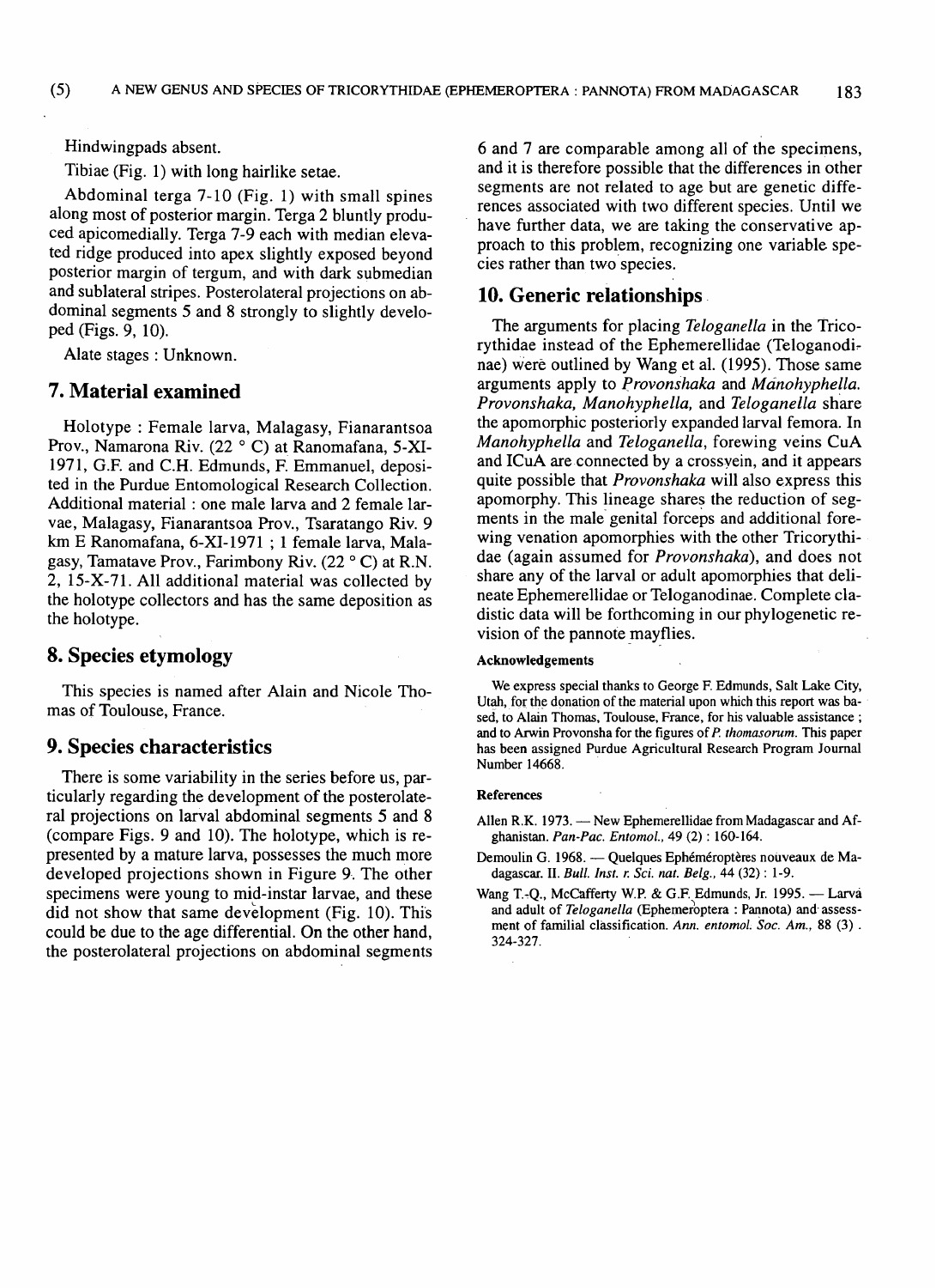Hindwingpads absent.

Tibiae (Fig. 1) with long hairlike setae.

Abdominal terga 7-10 (Fig. 1) with small spines along most of posterior margin. Terga 2 bluntly produced apicomedially. Terga 7-9 each with median elevated ridge produced into apex slightly exposed beyond posterior margin of tergum, and with dark submedian and sublateral stripes. Posterolateral projections on abdominal segments 5 and 8 strongly to slightly developed (Figs. 9, 10).

Alate stages : Unknown.

## 7. Material examined

Holotype : Female larva, Malagasy, Fianarantsoa Prov., Namarona Riv. (22 ° C) at Ranomafana, 5-XI-1971, G.F. and C.H. Edmunds, F. Emmanuel, deposited in the Purdue Entomological Research Collection. Additional material : one male larva and 2 female larvae, Malagasy, Fianarantsoa Prov., Tsaratango Riv. 9 km E Ranomafana, 6-XI-1971 ; 1 female larva, Malagasy, Tamatave Prov., Farimbony Riv. (22 ° C) at R.N. 2, 15-X-71. All additional material was collected by the holotype collectors and has the same deposition as the holotype.

## 8. Species etymology

This species is named after Alain and Nicole Thomas of Toulouse, France.

## 9. Species characteristics

There is some variability in the series before us, particularly regarding the development of the posterolateral projections on larval abdominal segments 5 and 8 (compare Figs. 9 and 10). The holotype, which is represented by a mature larva, possesses the much more developed projections shown in Figure 9. The other specimens were young to mid-instar larvae, and these did not show that same development (Fig. 10). This could be due to the age differential. On the other hand, the posterolateral projections on abdominal segments 6 and 7 are comparable among all of the specimens, and it is therefore possible that the differences in other segments are not related to age but are genetic differences associated with two different species. Until we have further data, we are taking the conservative approach to this problem, recognizing one variable species rather than two species.

## 10. Generic relationships

The arguments for placing *Teloganella* in the Tricorythidae instead of the Ephemerellidae (Teloganodinae) were outlined by Wang et al. (1995). Those same arguments apply to *Provonshaka* and *Manohyphella*. *Provonshaka*, *Manohyphella*, and *Teloganella* share the apomorphic posteriorly expanded larval femora. In *Manohyphella* and *Teloganella*, forewing veins CuA and ICuA are connected by a crossvein, and it appears quite possible that *Provonshaka* will also express this apomorphy. This lineage shares the reduction of segments in the male genital forceps and additional forewing venation apomorphies with the other Tricorythidae (again assumed for *Provonshaka*), and does not share any of the larval or adult apomorphies that delineate Ephemerellidae or Teloganodinae. Complete cladistic data will be forthcoming in our phylogenetic revision of the pannote mayflies.

#### Acknowledgements

We express special thanks to George F. Edmunds, Salt Lake City, Utah, for the donation of the material upon which this report was based, to Alain Thomas, Toulouse, France, for his valuable assistance ; and to Arwin Provonsha for the figures of *P. thomasorum*. This paper has been assigned Purdue Agricultural Research Program Journal Number 14668.

#### References

Allen R.K. 1973. — New Ephemerellidae from Madagascar and Afghanistan. *Pan-Pac. Entomol.*, 49 (2) : 160-164.

Demoulin G. 1968. — Quelques Ephéméroptères nouveaux de Madagascar. II. *Bull. Inst. r. Sci. nat. Belg.*, 44 (32) : 1-9.

Wang T.-Q., McCafferty W.P. & G.F. Edmunds, Jr. 1995. — Larva and adult of *Teloganella* (Ephemeroptera : Pannota) and assessment of familial classification. *Ann. entomol. Soc. Am.*, 88 (3) . 324-327.